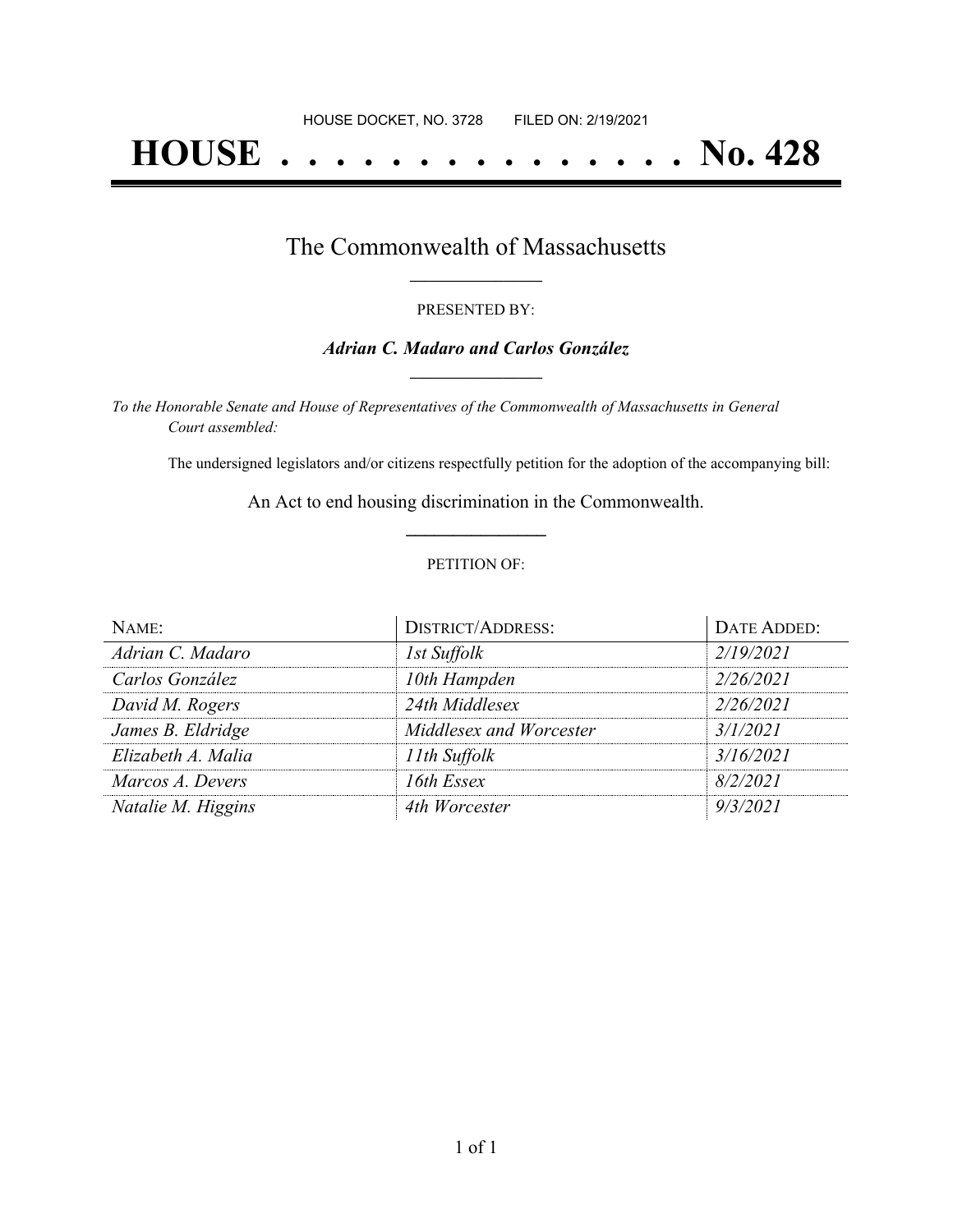HOUSE DOCKET, NO. 3728 FILED ON: 2/19/2021

# HOUSE . . . . . . . . . . . . . . . No. 428

## The Commonwealth of Massachusetts

PRESENTED BY:

***Adrian C. Madaro and Carlos González***

*To the Honorable Senate and House of Representatives of the Commonwealth of Massachusetts in General Court assembled:*

The undersigned legislators and/or citizens respectfully petition for the adoption of the accompanying bill:

An Act to end housing discrimination in the Commonwealth.

PETITION OF:

| NAME: | DISTRICT/ADDRESS: | DATE ADDED: |
|---|---|---|
| *Adrian C. Madaro* | *1st Suffolk* | *2/19/2021* |
| *Carlos González* | *10th Hampden* | *2/26/2021* |
| *David M. Rogers* | *24th Middlesex* | *2/26/2021* |
| *James B. Eldridge* | *Middlesex and Worcester* | *3/1/2021* |
| *Elizabeth A. Malia* | *11th Suffolk* | *3/16/2021* |
| *Marcos A. Devers* | *16th Essex* | *8/2/2021* |
| *Natalie M. Higgins* | *4th Worcester* | *9/3/2021* |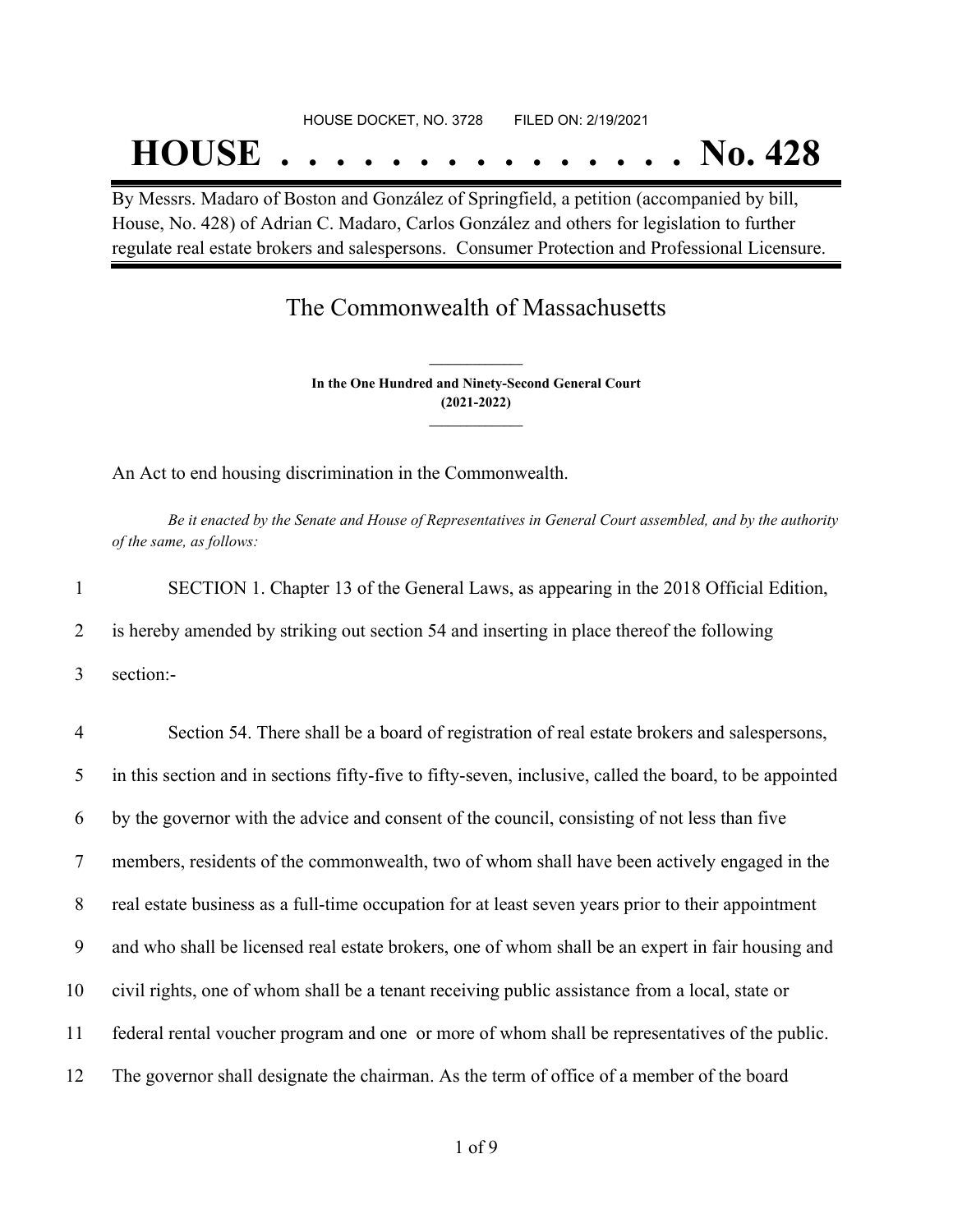HOUSE DOCKET, NO. 3728 FILED ON: 2/19/2021

# HOUSE . . . . . . . . . . . . . . . No. 428

By Messrs. Madaro of Boston and González of Springfield, a petition (accompanied by bill, House, No. 428) of Adrian C. Madaro, Carlos González and others for legislation to further regulate real estate brokers and salespersons. Consumer Protection and Professional Licensure.

## The Commonwealth of Massachusetts

**In the One Hundred and Ninety-Second General Court**
**(2021-2022)**

An Act to end housing discrimination in the Commonwealth.

*Be it enacted by the Senate and House of Representatives in General Court assembled, and by the authority of the same, as follows:*

1 SECTION 1. Chapter 13 of the General Laws, as appearing in the 2018 Official Edition,
2 is hereby amended by striking out section 54 and inserting in place thereof the following
3 section:-

4 Section 54. There shall be a board of registration of real estate brokers and salespersons,
5 in this section and in sections fifty-five to fifty-seven, inclusive, called the board, to be appointed
6 by the governor with the advice and consent of the council, consisting of not less than five
7 members, residents of the commonwealth, two of whom shall have been actively engaged in the
8 real estate business as a full-time occupation for at least seven years prior to their appointment
9 and who shall be licensed real estate brokers, one of whom shall be an expert in fair housing and
10 civil rights, one of whom shall be a tenant receiving public assistance from a local, state or
11 federal rental voucher program and one or more of whom shall be representatives of the public.
12 The governor shall designate the chairman. As the term of office of a member of the board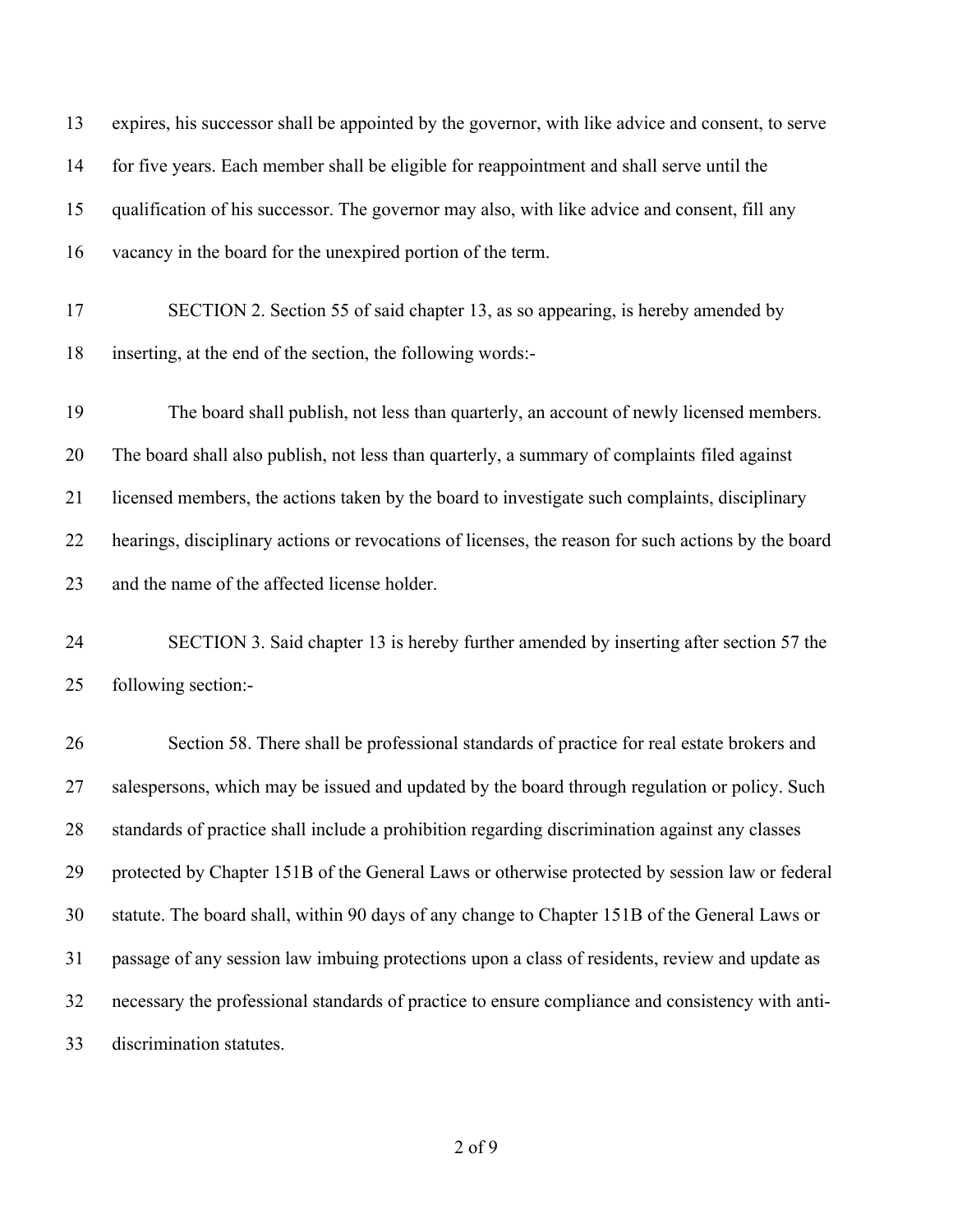13 expires, his successor shall be appointed by the governor, with like advice and consent, to serve
14 for five years. Each member shall be eligible for reappointment and shall serve until the
15 qualification of his successor. The governor may also, with like advice and consent, fill any
16 vacancy in the board for the unexpired portion of the term.

17 SECTION 2. Section 55 of said chapter 13, as so appearing, is hereby amended by
18 inserting, at the end of the section, the following words:-

19 The board shall publish, not less than quarterly, an account of newly licensed members.
20 The board shall also publish, not less than quarterly, a summary of complaints filed against
21 licensed members, the actions taken by the board to investigate such complaints, disciplinary
22 hearings, disciplinary actions or revocations of licenses, the reason for such actions by the board
23 and the name of the affected license holder.

24 SECTION 3. Said chapter 13 is hereby further amended by inserting after section 57 the
25 following section:-

26 Section 58. There shall be professional standards of practice for real estate brokers and
27 salespersons, which may be issued and updated by the board through regulation or policy. Such
28 standards of practice shall include a prohibition regarding discrimination against any classes
29 protected by Chapter 151B of the General Laws or otherwise protected by session law or federal
30 statute. The board shall, within 90 days of any change to Chapter 151B of the General Laws or
31 passage of any session law imbuing protections upon a class of residents, review and update as
32 necessary the professional standards of practice to ensure compliance and consistency with anti-
33 discrimination statutes.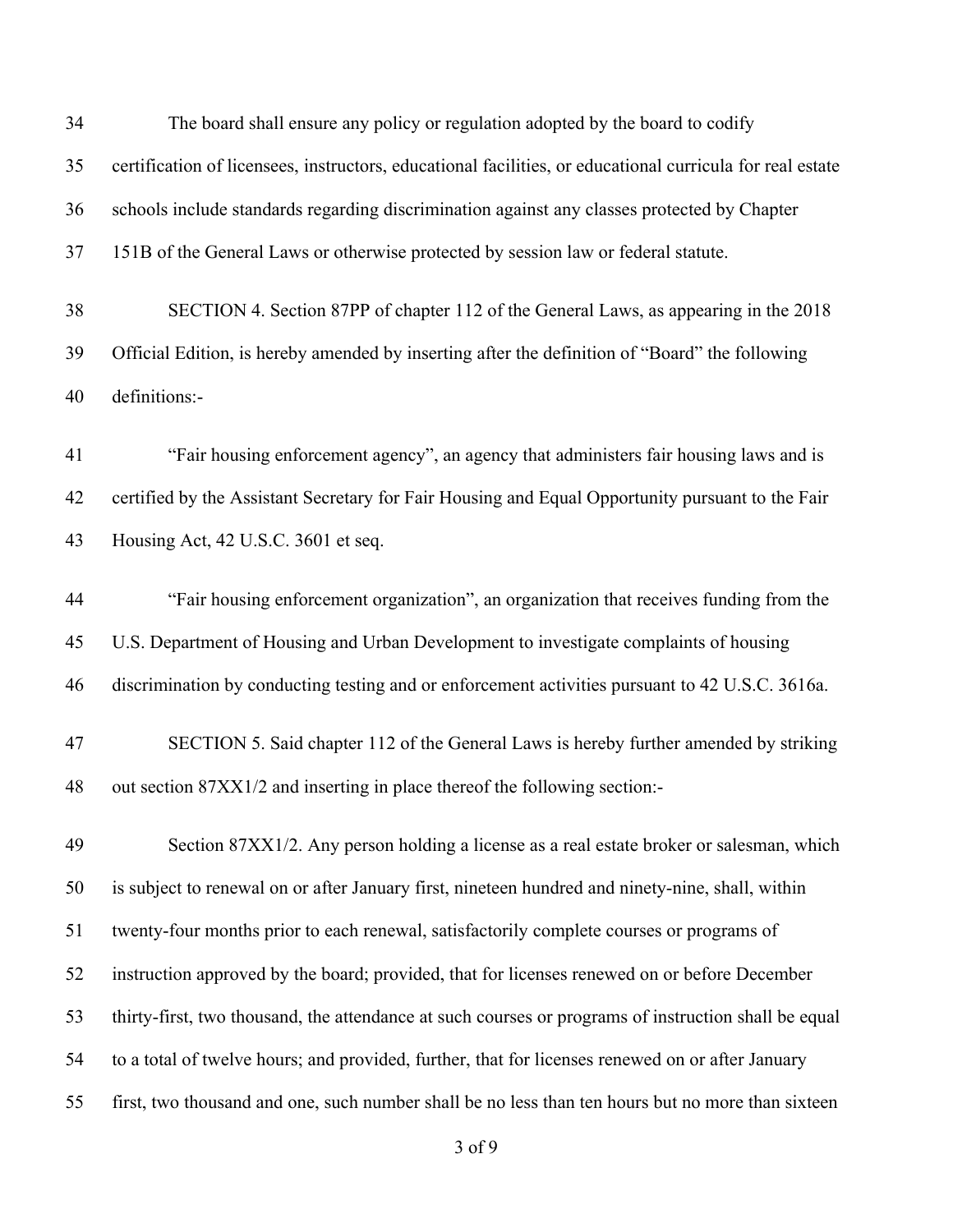The board shall ensure any policy or regulation adopted by the board to codify certification of licensees, instructors, educational facilities, or educational curricula for real estate schools include standards regarding discrimination against any classes protected by Chapter 151B of the General Laws or otherwise protected by session law or federal statute.

SECTION 4. Section 87PP of chapter 112 of the General Laws, as appearing in the 2018 Official Edition, is hereby amended by inserting after the definition of "Board" the following definitions:-

"Fair housing enforcement agency", an agency that administers fair housing laws and is certified by the Assistant Secretary for Fair Housing and Equal Opportunity pursuant to the Fair Housing Act, 42 U.S.C. 3601 et seq.

"Fair housing enforcement organization", an organization that receives funding from the U.S. Department of Housing and Urban Development to investigate complaints of housing discrimination by conducting testing and or enforcement activities pursuant to 42 U.S.C. 3616a.

SECTION 5. Said chapter 112 of the General Laws is hereby further amended by striking out section 87XX1/2 and inserting in place thereof the following section:-

Section 87XX1/2. Any person holding a license as a real estate broker or salesman, which is subject to renewal on or after January first, nineteen hundred and ninety-nine, shall, within twenty-four months prior to each renewal, satisfactorily complete courses or programs of instruction approved by the board; provided, that for licenses renewed on or before December thirty-first, two thousand, the attendance at such courses or programs of instruction shall be equal to a total of twelve hours; and provided, further, that for licenses renewed on or after January first, two thousand and one, such number shall be no less than ten hours but no more than sixteen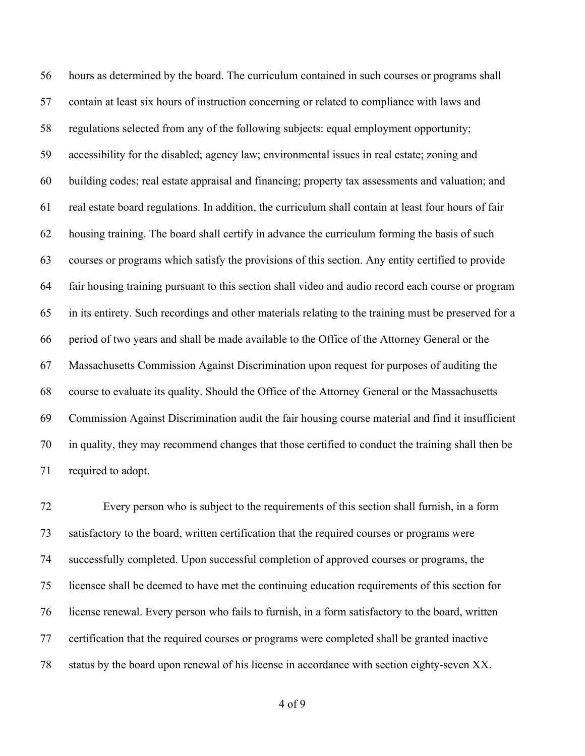hours as determined by the board. The curriculum contained in such courses or programs shall contain at least six hours of instruction concerning or related to compliance with laws and regulations selected from any of the following subjects: equal employment opportunity; accessibility for the disabled; agency law; environmental issues in real estate; zoning and building codes; real estate appraisal and financing; property tax assessments and valuation; and real estate board regulations. In addition, the curriculum shall contain at least four hours of fair housing training. The board shall certify in advance the curriculum forming the basis of such courses or programs which satisfy the provisions of this section. Any entity certified to provide fair housing training pursuant to this section shall video and audio record each course or program in its entirety. Such recordings and other materials relating to the training must be preserved for a period of two years and shall be made available to the Office of the Attorney General or the Massachusetts Commission Against Discrimination upon request for purposes of auditing the course to evaluate its quality. Should the Office of the Attorney General or the Massachusetts Commission Against Discrimination audit the fair housing course material and find it insufficient in quality, they may recommend changes that those certified to conduct the training shall then be required to adopt.

Every person who is subject to the requirements of this section shall furnish, in a form satisfactory to the board, written certification that the required courses or programs were successfully completed. Upon successful completion of approved courses or programs, the licensee shall be deemed to have met the continuing education requirements of this section for license renewal. Every person who fails to furnish, in a form satisfactory to the board, written certification that the required courses or programs were completed shall be granted inactive status by the board upon renewal of his license in accordance with section eighty-seven XX.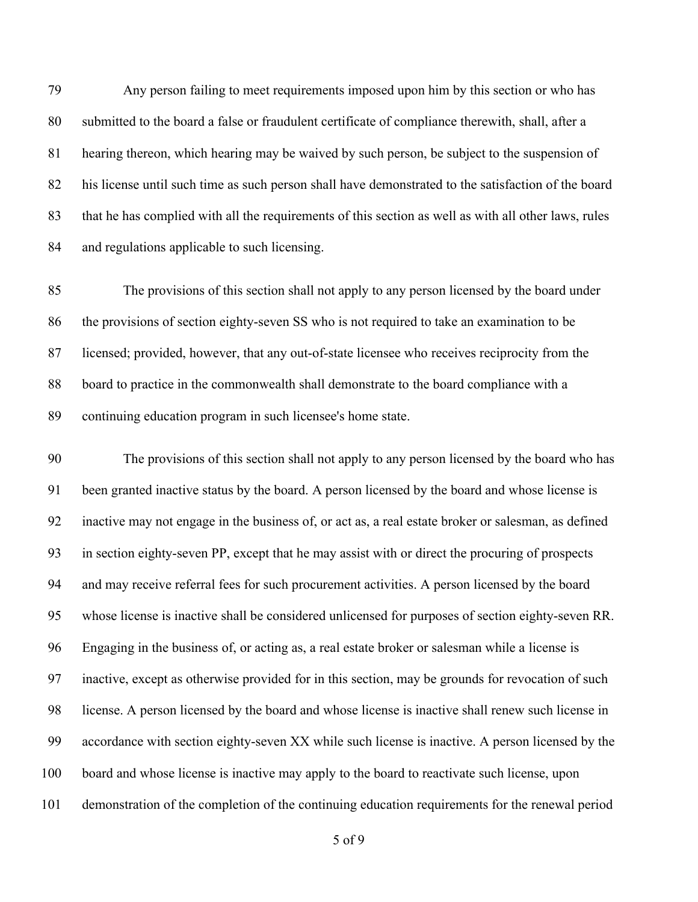Any person failing to meet requirements imposed upon him by this section or who has submitted to the board a false or fraudulent certificate of compliance therewith, shall, after a hearing thereon, which hearing may be waived by such person, be subject to the suspension of his license until such time as such person shall have demonstrated to the satisfaction of the board that he has complied with all the requirements of this section as well as with all other laws, rules and regulations applicable to such licensing.

The provisions of this section shall not apply to any person licensed by the board under the provisions of section eighty-seven SS who is not required to take an examination to be licensed; provided, however, that any out-of-state licensee who receives reciprocity from the board to practice in the commonwealth shall demonstrate to the board compliance with a continuing education program in such licensee's home state.

The provisions of this section shall not apply to any person licensed by the board who has been granted inactive status by the board. A person licensed by the board and whose license is inactive may not engage in the business of, or act as, a real estate broker or salesman, as defined in section eighty-seven PP, except that he may assist with or direct the procuring of prospects and may receive referral fees for such procurement activities. A person licensed by the board whose license is inactive shall be considered unlicensed for purposes of section eighty-seven RR. Engaging in the business of, or acting as, a real estate broker or salesman while a license is inactive, except as otherwise provided for in this section, may be grounds for revocation of such license. A person licensed by the board and whose license is inactive shall renew such license in accordance with section eighty-seven XX while such license is inactive. A person licensed by the board and whose license is inactive may apply to the board to reactivate such license, upon demonstration of the completion of the continuing education requirements for the renewal period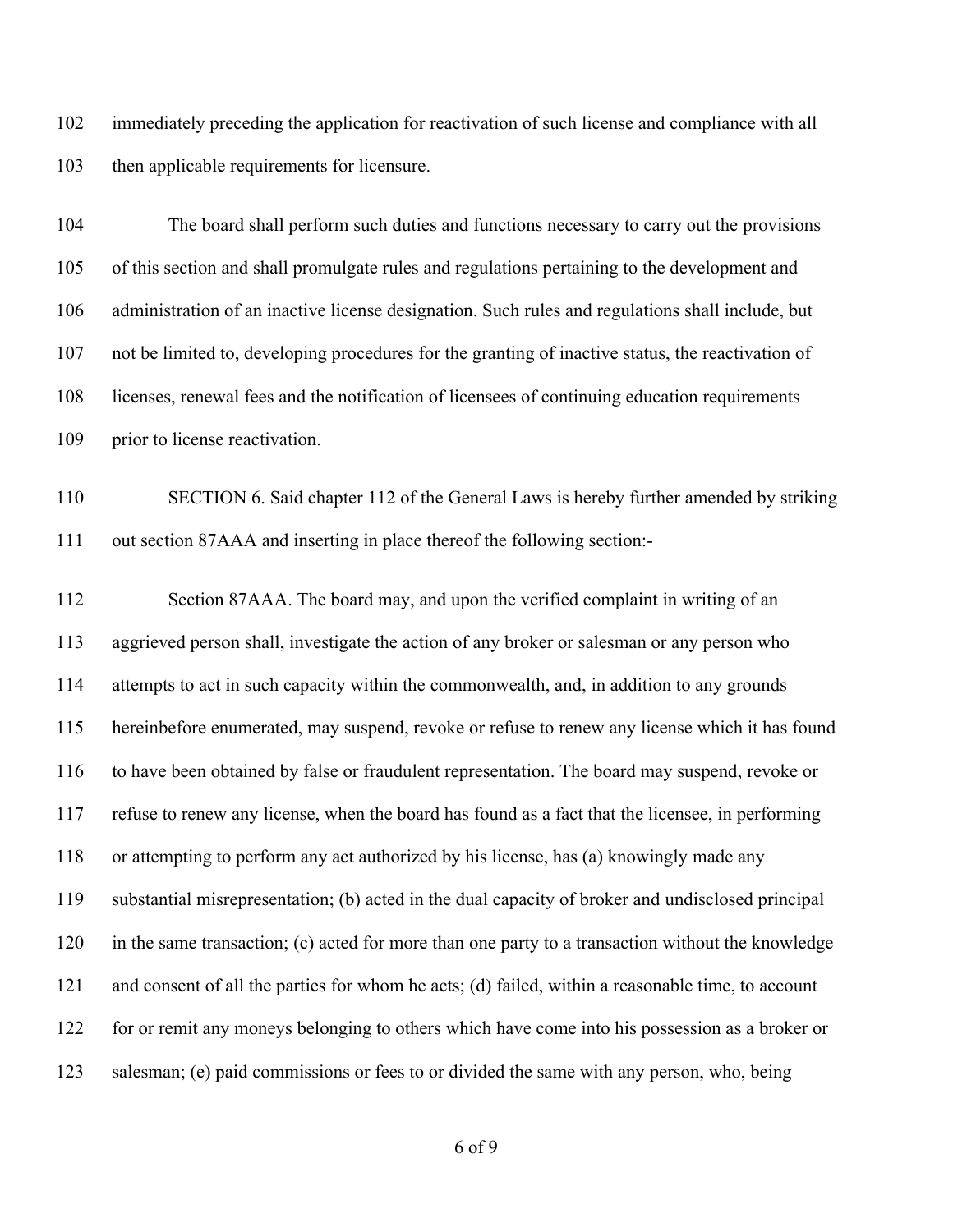immediately preceding the application for reactivation of such license and compliance with all then applicable requirements for licensure.

The board shall perform such duties and functions necessary to carry out the provisions of this section and shall promulgate rules and regulations pertaining to the development and administration of an inactive license designation. Such rules and regulations shall include, but not be limited to, developing procedures for the granting of inactive status, the reactivation of licenses, renewal fees and the notification of licensees of continuing education requirements prior to license reactivation.

SECTION 6. Said chapter 112 of the General Laws is hereby further amended by striking out section 87AAA and inserting in place thereof the following section:-

Section 87AAA. The board may, and upon the verified complaint in writing of an aggrieved person shall, investigate the action of any broker or salesman or any person who attempts to act in such capacity within the commonwealth, and, in addition to any grounds hereinbefore enumerated, may suspend, revoke or refuse to renew any license which it has found to have been obtained by false or fraudulent representation. The board may suspend, revoke or refuse to renew any license, when the board has found as a fact that the licensee, in performing or attempting to perform any act authorized by his license, has (a) knowingly made any substantial misrepresentation; (b) acted in the dual capacity of broker and undisclosed principal in the same transaction; (c) acted for more than one party to a transaction without the knowledge and consent of all the parties for whom he acts; (d) failed, within a reasonable time, to account for or remit any moneys belonging to others which have come into his possession as a broker or salesman; (e) paid commissions or fees to or divided the same with any person, who, being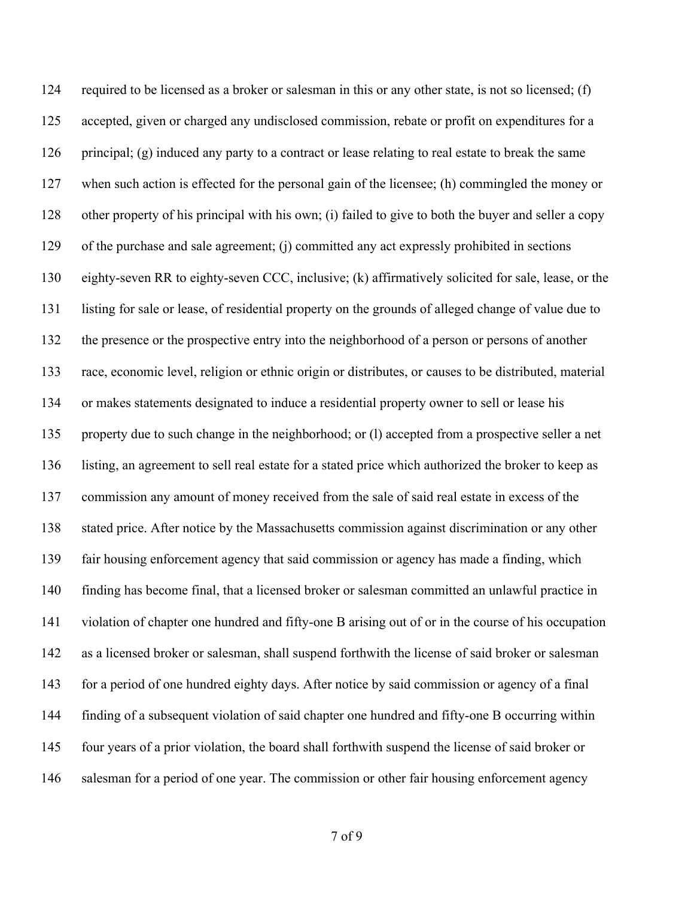124 required to be licensed as a broker or salesman in this or any other state, is not so licensed; (f)
125 accepted, given or charged any undisclosed commission, rebate or profit on expenditures for a
126 principal; (g) induced any party to a contract or lease relating to real estate to break the same
127 when such action is effected for the personal gain of the licensee; (h) commingled the money or
128 other property of his principal with his own; (i) failed to give to both the buyer and seller a copy
129 of the purchase and sale agreement; (j) committed any act expressly prohibited in sections
130 eighty-seven RR to eighty-seven CCC, inclusive; (k) affirmatively solicited for sale, lease, or the
131 listing for sale or lease, of residential property on the grounds of alleged change of value due to
132 the presence or the prospective entry into the neighborhood of a person or persons of another
133 race, economic level, religion or ethnic origin or distributes, or causes to be distributed, material
134 or makes statements designated to induce a residential property owner to sell or lease his
135 property due to such change in the neighborhood; or (l) accepted from a prospective seller a net
136 listing, an agreement to sell real estate for a stated price which authorized the broker to keep as
137 commission any amount of money received from the sale of said real estate in excess of the
138 stated price. After notice by the Massachusetts commission against discrimination or any other
139 fair housing enforcement agency that said commission or agency has made a finding, which
140 finding has become final, that a licensed broker or salesman committed an unlawful practice in
141 violation of chapter one hundred and fifty-one B arising out of or in the course of his occupation
142 as a licensed broker or salesman, shall suspend forthwith the license of said broker or salesman
143 for a period of one hundred eighty days. After notice by said commission or agency of a final
144 finding of a subsequent violation of said chapter one hundred and fifty-one B occurring within
145 four years of a prior violation, the board shall forthwith suspend the license of said broker or
146 salesman for a period of one year. The commission or other fair housing enforcement agency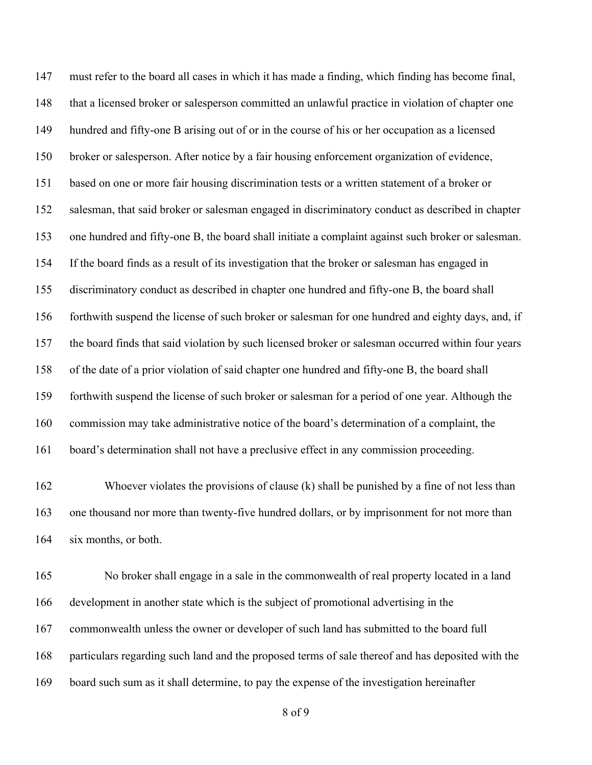must refer to the board all cases in which it has made a finding, which finding has become final, that a licensed broker or salesperson committed an unlawful practice in violation of chapter one hundred and fifty-one B arising out of or in the course of his or her occupation as a licensed broker or salesperson. After notice by a fair housing enforcement organization of evidence, based on one or more fair housing discrimination tests or a written statement of a broker or salesman, that said broker or salesman engaged in discriminatory conduct as described in chapter one hundred and fifty-one B, the board shall initiate a complaint against such broker or salesman. If the board finds as a result of its investigation that the broker or salesman has engaged in discriminatory conduct as described in chapter one hundred and fifty-one B, the board shall forthwith suspend the license of such broker or salesman for one hundred and eighty days, and, if the board finds that said violation by such licensed broker or salesman occurred within four years of the date of a prior violation of said chapter one hundred and fifty-one B, the board shall forthwith suspend the license of such broker or salesman for a period of one year. Although the commission may take administrative notice of the board's determination of a complaint, the board's determination shall not have a preclusive effect in any commission proceeding.

Whoever violates the provisions of clause (k) shall be punished by a fine of not less than one thousand nor more than twenty-five hundred dollars, or by imprisonment for not more than six months, or both.

No broker shall engage in a sale in the commonwealth of real property located in a land development in another state which is the subject of promotional advertising in the commonwealth unless the owner or developer of such land has submitted to the board full particulars regarding such land and the proposed terms of sale thereof and has deposited with the board such sum as it shall determine, to pay the expense of the investigation hereinafter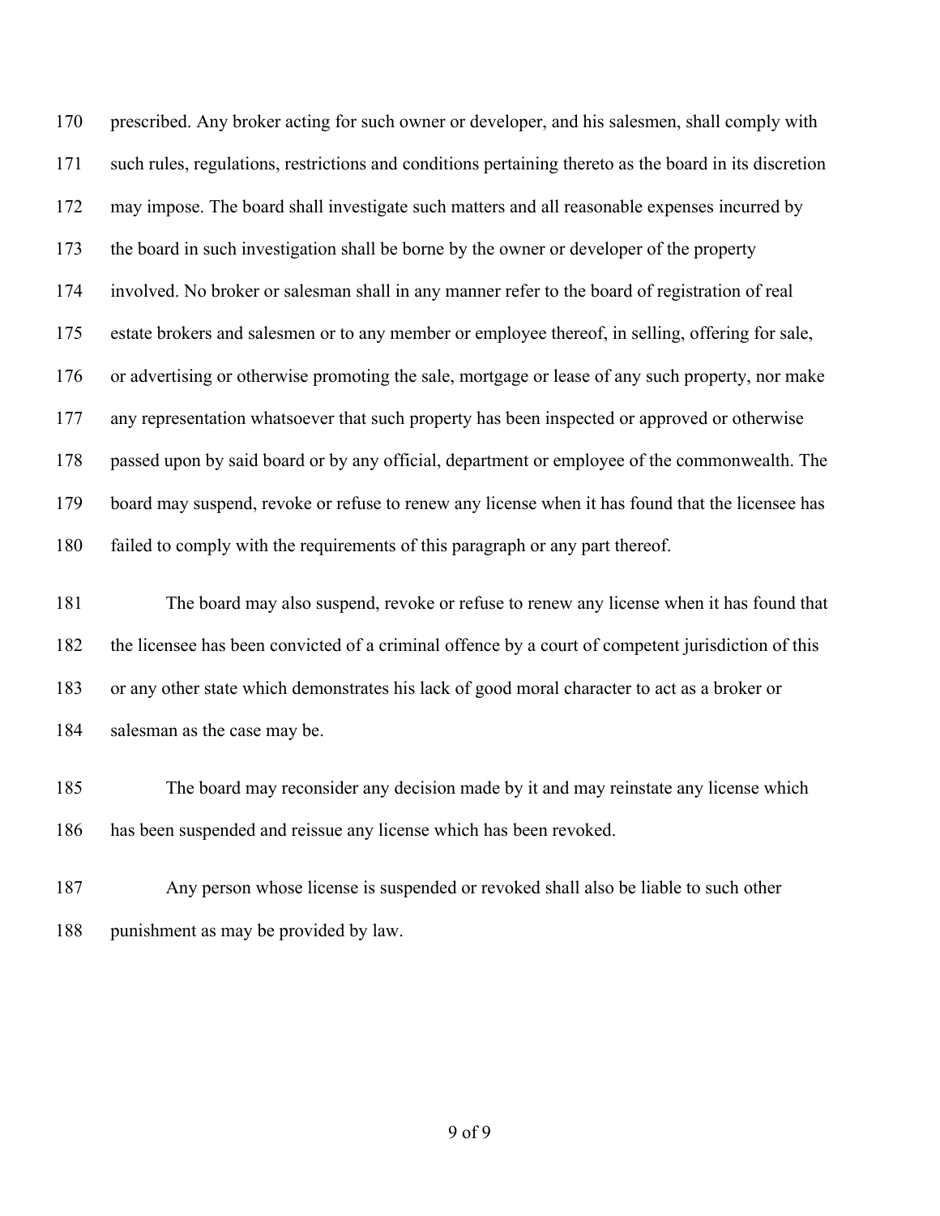prescribed. Any broker acting for such owner or developer, and his salesmen, shall comply with such rules, regulations, restrictions and conditions pertaining thereto as the board in its discretion may impose. The board shall investigate such matters and all reasonable expenses incurred by the board in such investigation shall be borne by the owner or developer of the property involved. No broker or salesman shall in any manner refer to the board of registration of real estate brokers and salesmen or to any member or employee thereof, in selling, offering for sale, or advertising or otherwise promoting the sale, mortgage or lease of any such property, nor make any representation whatsoever that such property has been inspected or approved or otherwise passed upon by said board or by any official, department or employee of the commonwealth. The board may suspend, revoke or refuse to renew any license when it has found that the licensee has failed to comply with the requirements of this paragraph or any part thereof.

The board may also suspend, revoke or refuse to renew any license when it has found that the licensee has been convicted of a criminal offence by a court of competent jurisdiction of this or any other state which demonstrates his lack of good moral character to act as a broker or salesman as the case may be.

The board may reconsider any decision made by it and may reinstate any license which has been suspended and reissue any license which has been revoked.

Any person whose license is suspended or revoked shall also be liable to such other punishment as may be provided by law.